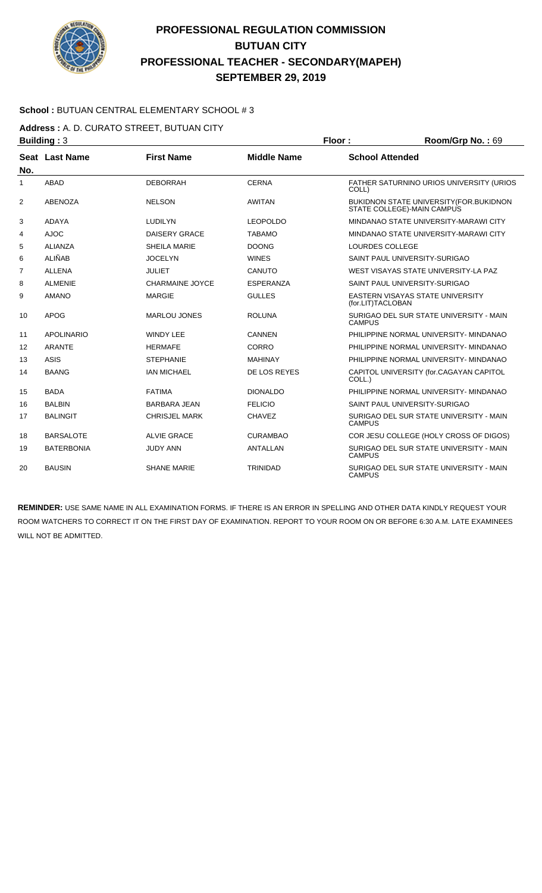# PROFESSIONAL REGULATION COMMISSION
# BUTUAN CITY
# PROFESSIONAL TEACHER - SECONDARY(MAPEH)
# SEPTEMBER 29, 2019

**School :** BUTUAN CENTRAL ELEMENTARY SCHOOL # 3

**Address :** A. D. CURATO STREET, BUTUAN CITY

**Building :** 3 **Floor :** **Room/Grp No. :** 69

| Seat No. | Last Name | First Name | Middle Name | School Attended |
|---|---|---|---|---|
| 1 | ABAD | DEBORRAH | CERNA | FATHER SATURNINO URIOS UNIVERSITY (URIOS COLL) |
| 2 | ABENOZA | NELSON | AWITAN | BUKIDNON STATE UNIVERSITY(FOR.BUKIDNON STATE COLLEGE)-MAIN CAMPUS |
| 3 | ADAYA | LUDILYN | LEOPOLDO | MINDANAO STATE UNIVERSITY-MARAWI CITY |
| 4 | AJOC | DAISERY GRACE | TABAMO | MINDANAO STATE UNIVERSITY-MARAWI CITY |
| 5 | ALIANZA | SHEILA MARIE | DOONG | LOURDES COLLEGE |
| 6 | ALIÑAB | JOCELYN | WINES | SAINT PAUL UNIVERSITY-SURIGAO |
| 7 | ALLENA | JULIET | CANUTO | WEST VISAYAS STATE UNIVERSITY-LA PAZ |
| 8 | ALMENIE | CHARMAINE JOYCE | ESPERANZA | SAINT PAUL UNIVERSITY-SURIGAO |
| 9 | AMANO | MARGIE | GULLES | EASTERN VISAYAS STATE UNIVERSITY (for.LIT)TACLOBAN |
| 10 | APOG | MARLOU JONES | ROLUNA | SURIGAO DEL SUR STATE UNIVERSITY - MAIN CAMPUS |
| 11 | APOLINARIO | WINDY LEE | CANNEN | PHILIPPINE NORMAL UNIVERSITY- MINDANAO |
| 12 | ARANTE | HERMAFE | CORRO | PHILIPPINE NORMAL UNIVERSITY- MINDANAO |
| 13 | ASIS | STEPHANIE | MAHINAY | PHILIPPINE NORMAL UNIVERSITY- MINDANAO |
| 14 | BAANG | IAN MICHAEL | DE LOS REYES | CAPITOL UNIVERSITY (for.CAGAYAN CAPITOL COLL.) |
| 15 | BADA | FATIMA | DIONALDO | PHILIPPINE NORMAL UNIVERSITY- MINDANAO |
| 16 | BALBIN | BARBARA JEAN | FELICIO | SAINT PAUL UNIVERSITY-SURIGAO |
| 17 | BALINGIT | CHRISJEL MARK | CHAVEZ | SURIGAO DEL SUR STATE UNIVERSITY - MAIN CAMPUS |
| 18 | BARSALOTE | ALVIE GRACE | CURAMBAO | COR JESU COLLEGE (HOLY CROSS OF DIGOS) |
| 19 | BATERBONIA | JUDY ANN | ANTALLAN | SURIGAO DEL SUR STATE UNIVERSITY - MAIN CAMPUS |
| 20 | BAUSIN | SHANE MARIE | TRINIDAD | SURIGAO DEL SUR STATE UNIVERSITY - MAIN CAMPUS |

**REMINDER:** USE SAME NAME IN ALL EXAMINATION FORMS. IF THERE IS AN ERROR IN SPELLING AND OTHER DATA KINDLY REQUEST YOUR ROOM WATCHERS TO CORRECT IT ON THE FIRST DAY OF EXAMINATION. REPORT TO YOUR ROOM ON OR BEFORE 6:30 A.M. LATE EXAMINEES WILL NOT BE ADMITTED.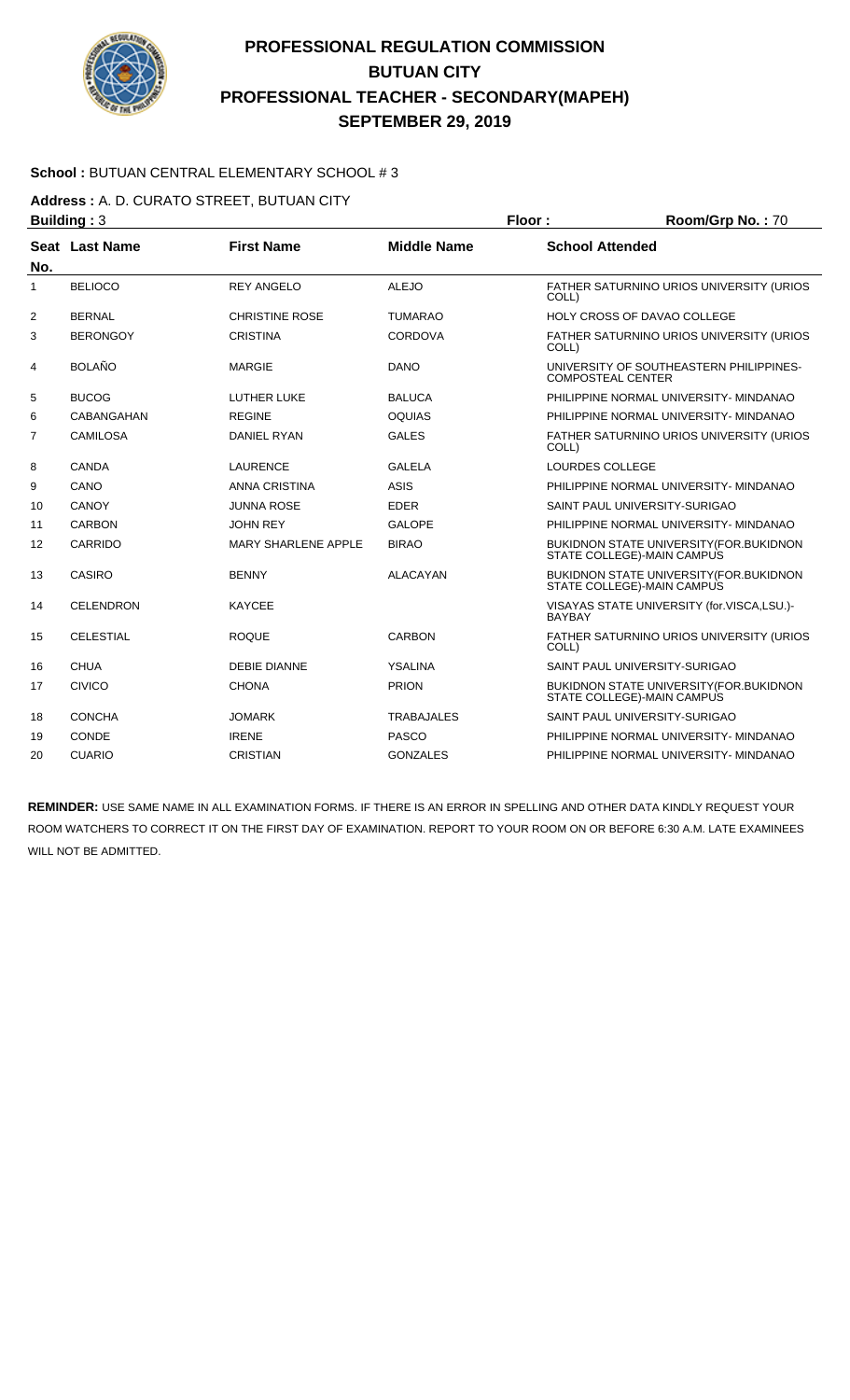# PROFESSIONAL REGULATION COMMISSION
# BUTUAN CITY
# PROFESSIONAL TEACHER - SECONDARY(MAPEH)
# SEPTEMBER 29, 2019

**School :** BUTUAN CENTRAL ELEMENTARY SCHOOL # 3

**Address :** A. D. CURATO STREET, BUTUAN CITY

**Building :** 3 **Floor :** **Room/Grp No. :** 70

| Seat No. | Last Name | First Name | Middle Name | School Attended |
|---|---|---|---|---|
| 1 | BELIOCO | REY ANGELO | ALEJO | FATHER SATURNINO URIOS UNIVERSITY (URIOS COLL) |
| 2 | BERNAL | CHRISTINE ROSE | TUMARAO | HOLY CROSS OF DAVAO COLLEGE |
| 3 | BERONGOY | CRISTINA | CORDOVA | FATHER SATURNINO URIOS UNIVERSITY (URIOS COLL) |
| 4 | BOLAÑO | MARGIE | DANO | UNIVERSITY OF SOUTHEASTERN PHILIPPINES-COMPOSTEAL CENTER |
| 5 | BUCOG | LUTHER LUKE | BALUCA | PHILIPPINE NORMAL UNIVERSITY- MINDANAO |
| 6 | CABANGAHAN | REGINE | OQUIAS | PHILIPPINE NORMAL UNIVERSITY- MINDANAO |
| 7 | CAMILOSA | DANIEL RYAN | GALES | FATHER SATURNINO URIOS UNIVERSITY (URIOS COLL) |
| 8 | CANDA | LAURENCE | GALELA | LOURDES COLLEGE |
| 9 | CANO | ANNA CRISTINA | ASIS | PHILIPPINE NORMAL UNIVERSITY- MINDANAO |
| 10 | CANOY | JUNNA ROSE | EDER | SAINT PAUL UNIVERSITY-SURIGAO |
| 11 | CARBON | JOHN REY | GALOPE | PHILIPPINE NORMAL UNIVERSITY- MINDANAO |
| 12 | CARRIDO | MARY SHARLENE APPLE | BIRAO | BUKIDNON STATE UNIVERSITY(FOR.BUKIDNON STATE COLLEGE)-MAIN CAMPUS |
| 13 | CASIRO | BENNY | ALACAYAN | BUKIDNON STATE UNIVERSITY(FOR.BUKIDNON STATE COLLEGE)-MAIN CAMPUS |
| 14 | CELENDRON | KAYCEE | | VISAYAS STATE UNIVERSITY (for.VISCA,LSU.)-BAYBAY |
| 15 | CELESTIAL | ROQUE | CARBON | FATHER SATURNINO URIOS UNIVERSITY (URIOS COLL) |
| 16 | CHUA | DEBIE DIANNE | YSALINA | SAINT PAUL UNIVERSITY-SURIGAO |
| 17 | CIVICO | CHONA | PRION | BUKIDNON STATE UNIVERSITY(FOR.BUKIDNON STATE COLLEGE)-MAIN CAMPUS |
| 18 | CONCHA | JOMARK | TRABAJALES | SAINT PAUL UNIVERSITY-SURIGAO |
| 19 | CONDE | IRENE | PASCO | PHILIPPINE NORMAL UNIVERSITY- MINDANAO |
| 20 | CUARIO | CRISTIAN | GONZALES | PHILIPPINE NORMAL UNIVERSITY- MINDANAO |

**REMINDER:** USE SAME NAME IN ALL EXAMINATION FORMS. IF THERE IS AN ERROR IN SPELLING AND OTHER DATA KINDLY REQUEST YOUR ROOM WATCHERS TO CORRECT IT ON THE FIRST DAY OF EXAMINATION. REPORT TO YOUR ROOM ON OR BEFORE 6:30 A.M. LATE EXAMINEES WILL NOT BE ADMITTED.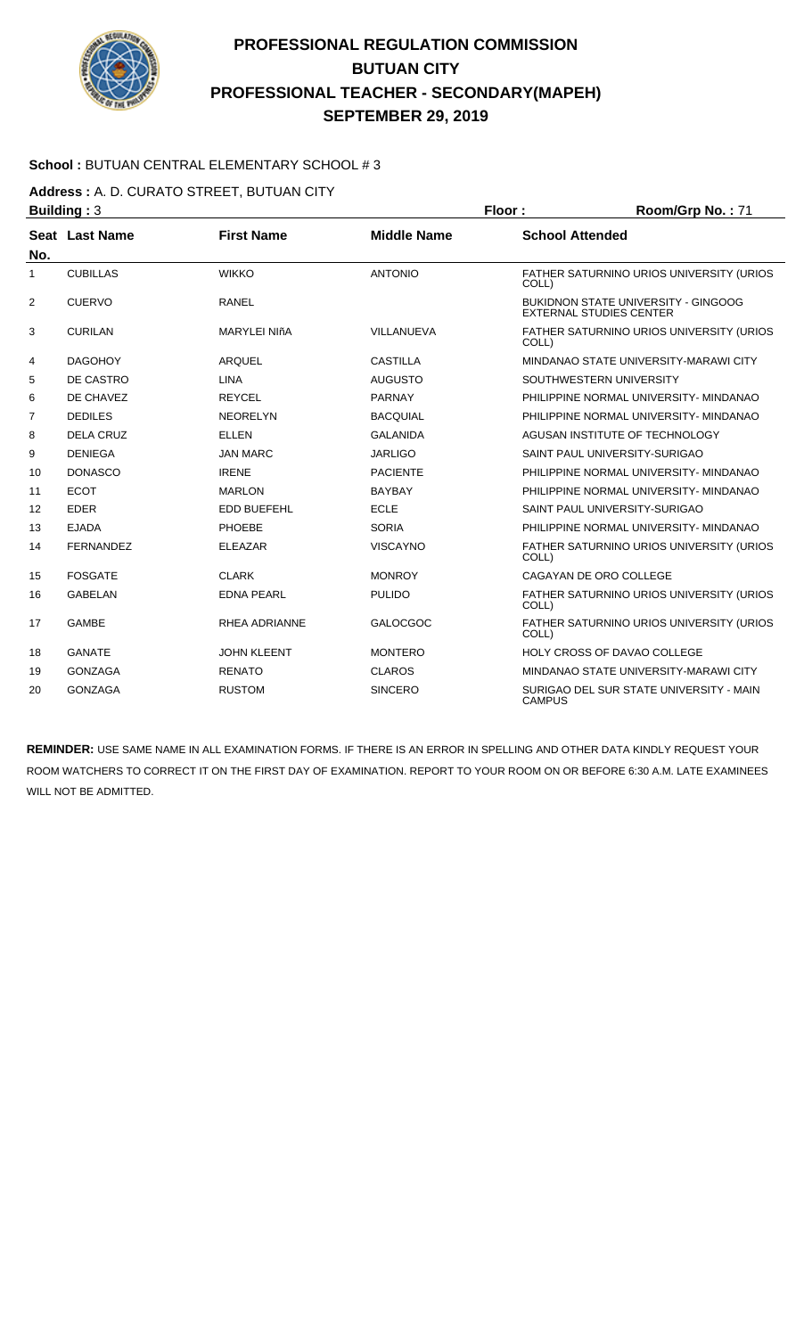# PROFESSIONAL REGULATION COMMISSION
## BUTUAN CITY
## PROFESSIONAL TEACHER - SECONDARY(MAPEH)
## SEPTEMBER 29, 2019

**School :** BUTUAN CENTRAL ELEMENTARY SCHOOL # 3

**Address :** A. D. CURATO STREET, BUTUAN CITY

**Building :** 3 **Floor :** **Room/Grp No. :** 71

| Seat No. | Last Name | First Name | Middle Name | School Attended |
|---|---|---|---|---|
| 1 | CUBILLAS | WIKKO | ANTONIO | FATHER SATURNINO URIOS UNIVERSITY (URIOS COLL) |
| 2 | CUERVO | RANEL | | BUKIDNON STATE UNIVERSITY - GINGOOG EXTERNAL STUDIES CENTER |
| 3 | CURILAN | MARYLEI NIñA | VILLANUEVA | FATHER SATURNINO URIOS UNIVERSITY (URIOS COLL) |
| 4 | DAGOHOY | ARQUEL | CASTILLA | MINDANAO STATE UNIVERSITY-MARAWI CITY |
| 5 | DE CASTRO | LINA | AUGUSTO | SOUTHWESTERN UNIVERSITY |
| 6 | DE CHAVEZ | REYCEL | PARNAY | PHILIPPINE NORMAL UNIVERSITY- MINDANAO |
| 7 | DEDILES | NEORELYN | BACQUIAL | PHILIPPINE NORMAL UNIVERSITY- MINDANAO |
| 8 | DELA CRUZ | ELLEN | GALANIDA | AGUSAN INSTITUTE OF TECHNOLOGY |
| 9 | DENIEGA | JAN MARC | JARLIGO | SAINT PAUL UNIVERSITY-SURIGAO |
| 10 | DONASCO | IRENE | PACIENTE | PHILIPPINE NORMAL UNIVERSITY- MINDANAO |
| 11 | ECOT | MARLON | BAYBAY | PHILIPPINE NORMAL UNIVERSITY- MINDANAO |
| 12 | EDER | EDD BUEFEHL | ECLE | SAINT PAUL UNIVERSITY-SURIGAO |
| 13 | EJADA | PHOEBE | SORIA | PHILIPPINE NORMAL UNIVERSITY- MINDANAO |
| 14 | FERNANDEZ | ELEAZAR | VISCAYNO | FATHER SATURNINO URIOS UNIVERSITY (URIOS COLL) |
| 15 | FOSGATE | CLARK | MONROY | CAGAYAN DE ORO COLLEGE |
| 16 | GABELAN | EDNA PEARL | PULIDO | FATHER SATURNINO URIOS UNIVERSITY (URIOS COLL) |
| 17 | GAMBE | RHEA ADRIANNE | GALOCGOC | FATHER SATURNINO URIOS UNIVERSITY (URIOS COLL) |
| 18 | GANATE | JOHN KLEENT | MONTERO | HOLY CROSS OF DAVAO COLLEGE |
| 19 | GONZAGA | RENATO | CLAROS | MINDANAO STATE UNIVERSITY-MARAWI CITY |
| 20 | GONZAGA | RUSTOM | SINCERO | SURIGAO DEL SUR STATE UNIVERSITY - MAIN CAMPUS |

**REMINDER:** USE SAME NAME IN ALL EXAMINATION FORMS. IF THERE IS AN ERROR IN SPELLING AND OTHER DATA KINDLY REQUEST YOUR ROOM WATCHERS TO CORRECT IT ON THE FIRST DAY OF EXAMINATION. REPORT TO YOUR ROOM ON OR BEFORE 6:30 A.M. LATE EXAMINEES WILL NOT BE ADMITTED.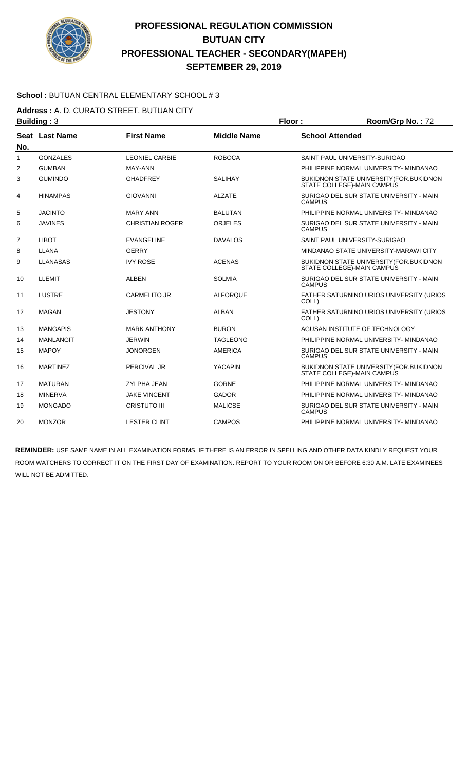# PROFESSIONAL REGULATION COMMISSION
## BUTUAN CITY
## PROFESSIONAL TEACHER - SECONDARY(MAPEH)
## SEPTEMBER 29, 2019

**School :** BUTUAN CENTRAL ELEMENTARY SCHOOL # 3

**Address :** A. D. CURATO STREET, BUTUAN CITY

**Building :** 3 **Floor :** **Room/Grp No. :** 72

| Seat No. | Last Name | First Name | Middle Name | School Attended |
|---|---|---|---|---|
| 1 | GONZALES | LEONIEL CARBIE | ROBOCA | SAINT PAUL UNIVERSITY-SURIGAO |
| 2 | GUMBAN | MAY-ANN | | PHILIPPINE NORMAL UNIVERSITY- MINDANAO |
| 3 | GUMINDO | GHADFREY | SALIHAY | BUKIDNON STATE UNIVERSITY(FOR.BUKIDNON STATE COLLEGE)-MAIN CAMPUS |
| 4 | HINAMPAS | GIOVANNI | ALZATE | SURIGAO DEL SUR STATE UNIVERSITY - MAIN CAMPUS |
| 5 | JACINTO | MARY ANN | BALUTAN | PHILIPPINE NORMAL UNIVERSITY- MINDANAO |
| 6 | JAVINES | CHRISTIAN ROGER | ORJELES | SURIGAO DEL SUR STATE UNIVERSITY - MAIN CAMPUS |
| 7 | LIBOT | EVANGELINE | DAVALOS | SAINT PAUL UNIVERSITY-SURIGAO |
| 8 | LLANA | GERRY | | MINDANAO STATE UNIVERSITY-MARAWI CITY |
| 9 | LLANASAS | IVY ROSE | ACENAS | BUKIDNON STATE UNIVERSITY(FOR.BUKIDNON STATE COLLEGE)-MAIN CAMPUS |
| 10 | LLEMIT | ALBEN | SOLMIA | SURIGAO DEL SUR STATE UNIVERSITY - MAIN CAMPUS |
| 11 | LUSTRE | CARMELITO JR | ALFORQUE | FATHER SATURNINO URIOS UNIVERSITY (URIOS COLL) |
| 12 | MAGAN | JESTONY | ALBAN | FATHER SATURNINO URIOS UNIVERSITY (URIOS COLL) |
| 13 | MANGAPIS | MARK ANTHONY | BURON | AGUSAN INSTITUTE OF TECHNOLOGY |
| 14 | MANLANGIT | JERWIN | TAGLEONG | PHILIPPINE NORMAL UNIVERSITY- MINDANAO |
| 15 | MAPOY | JONORGEN | AMERICA | SURIGAO DEL SUR STATE UNIVERSITY - MAIN CAMPUS |
| 16 | MARTINEZ | PERCIVAL JR | YACAPIN | BUKIDNON STATE UNIVERSITY(FOR.BUKIDNON STATE COLLEGE)-MAIN CAMPUS |
| 17 | MATURAN | ZYLPHA JEAN | GORNE | PHILIPPINE NORMAL UNIVERSITY- MINDANAO |
| 18 | MINERVA | JAKE VINCENT | GADOR | PHILIPPINE NORMAL UNIVERSITY- MINDANAO |
| 19 | MONGADO | CRISTUTO III | MALICSE | SURIGAO DEL SUR STATE UNIVERSITY - MAIN CAMPUS |
| 20 | MONZOR | LESTER CLINT | CAMPOS | PHILIPPINE NORMAL UNIVERSITY- MINDANAO |

**REMINDER:** USE SAME NAME IN ALL EXAMINATION FORMS. IF THERE IS AN ERROR IN SPELLING AND OTHER DATA KINDLY REQUEST YOUR ROOM WATCHERS TO CORRECT IT ON THE FIRST DAY OF EXAMINATION. REPORT TO YOUR ROOM ON OR BEFORE 6:30 A.M. LATE EXAMINEES WILL NOT BE ADMITTED.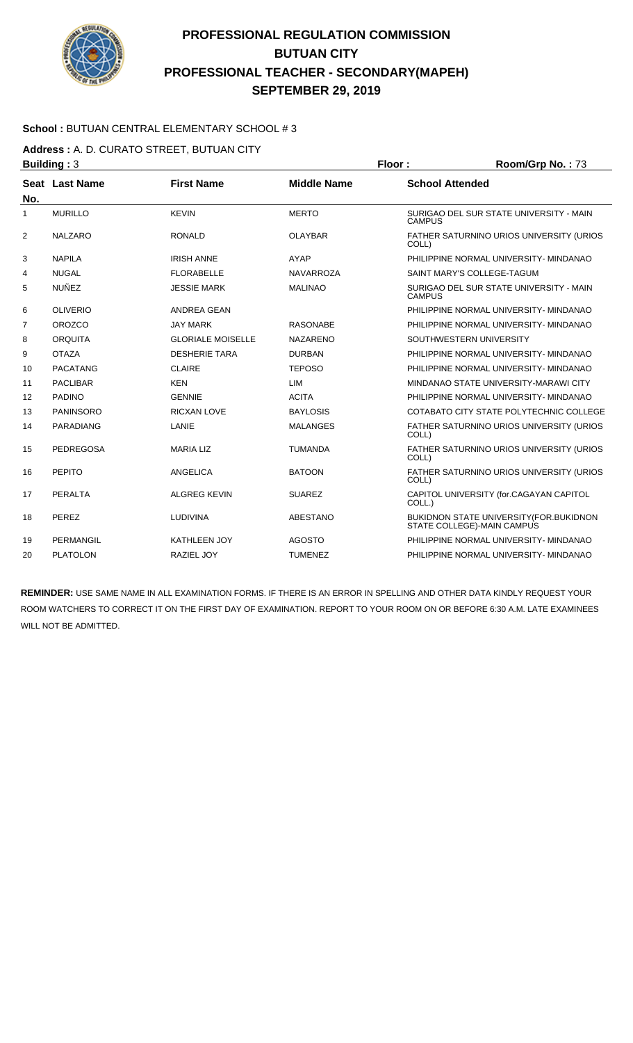# PROFESSIONAL REGULATION COMMISSION
# BUTUAN CITY
# PROFESSIONAL TEACHER - SECONDARY(MAPEH)
# SEPTEMBER 29, 2019

**School :** BUTUAN CENTRAL ELEMENTARY SCHOOL # 3

**Address :** A. D. CURATO STREET, BUTUAN CITY

**Building :** 3 **Floor :** **Room/Grp No. :** 73

| Seat No. | Last Name | First Name | Middle Name | School Attended |
|---|---|---|---|---|
| 1 | MURILLO | KEVIN | MERTO | SURIGAO DEL SUR STATE UNIVERSITY - MAIN CAMPUS |
| 2 | NALZARO | RONALD | OLAYBAR | FATHER SATURNINO URIOS UNIVERSITY (URIOS COLL) |
| 3 | NAPILA | IRISH ANNE | AYAP | PHILIPPINE NORMAL UNIVERSITY- MINDANAO |
| 4 | NUGAL | FLORABELLE | NAVARROZA | SAINT MARY'S COLLEGE-TAGUM |
| 5 | NUÑEZ | JESSIE MARK | MALINAO | SURIGAO DEL SUR STATE UNIVERSITY - MAIN CAMPUS |
| 6 | OLIVERIO | ANDREA GEAN | | PHILIPPINE NORMAL UNIVERSITY- MINDANAO |
| 7 | OROZCO | JAY MARK | RASONABE | PHILIPPINE NORMAL UNIVERSITY- MINDANAO |
| 8 | ORQUITA | GLORIALE MOISELLE | NAZARENO | SOUTHWESTERN UNIVERSITY |
| 9 | OTAZA | DESHERIE TARA | DURBAN | PHILIPPINE NORMAL UNIVERSITY- MINDANAO |
| 10 | PACATANG | CLAIRE | TEPOSO | PHILIPPINE NORMAL UNIVERSITY- MINDANAO |
| 11 | PACLIBAR | KEN | LIM | MINDANAO STATE UNIVERSITY-MARAWI CITY |
| 12 | PADINO | GENNIE | ACITA | PHILIPPINE NORMAL UNIVERSITY- MINDANAO |
| 13 | PANINSORO | RICXAN LOVE | BAYLOSIS | COTABATO CITY STATE POLYTECHNIC COLLEGE |
| 14 | PARADIANG | LANIE | MALANGES | FATHER SATURNINO URIOS UNIVERSITY (URIOS COLL) |
| 15 | PEDREGOSA | MARIA LIZ | TUMANDA | FATHER SATURNINO URIOS UNIVERSITY (URIOS COLL) |
| 16 | PEPITO | ANGELICA | BATOON | FATHER SATURNINO URIOS UNIVERSITY (URIOS COLL) |
| 17 | PERALTA | ALGREG KEVIN | SUAREZ | CAPITOL UNIVERSITY (for.CAGAYAN CAPITOL COLL.) |
| 18 | PEREZ | LUDIVINA | ABESTANO | BUKIDNON STATE UNIVERSITY(FOR.BUKIDNON STATE COLLEGE)-MAIN CAMPUS |
| 19 | PERMANGIL | KATHLEEN JOY | AGOSTO | PHILIPPINE NORMAL UNIVERSITY- MINDANAO |
| 20 | PLATOLON | RAZIEL JOY | TUMENEZ | PHILIPPINE NORMAL UNIVERSITY- MINDANAO |

**REMINDER:** USE SAME NAME IN ALL EXAMINATION FORMS. IF THERE IS AN ERROR IN SPELLING AND OTHER DATA KINDLY REQUEST YOUR ROOM WATCHERS TO CORRECT IT ON THE FIRST DAY OF EXAMINATION. REPORT TO YOUR ROOM ON OR BEFORE 6:30 A.M. LATE EXAMINEES WILL NOT BE ADMITTED.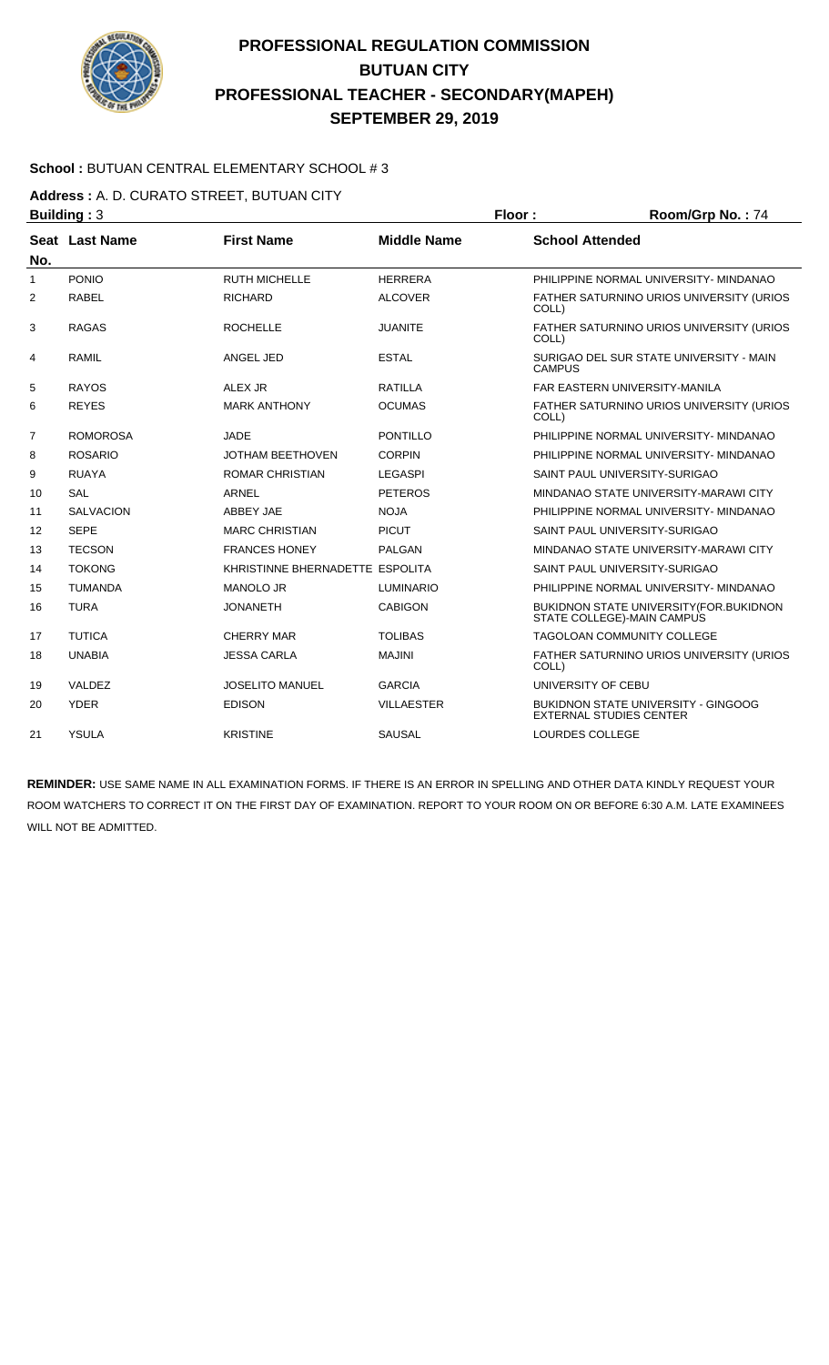# PROFESSIONAL REGULATION COMMISSION
# BUTUAN CITY
# PROFESSIONAL TEACHER - SECONDARY(MAPEH)
# SEPTEMBER 29, 2019

**School :** BUTUAN CENTRAL ELEMENTARY SCHOOL # 3

**Address :** A. D. CURATO STREET, BUTUAN CITY

**Building :** 3 **Floor :** **Room/Grp No. :** 74

| Seat No. | Last Name | First Name | Middle Name | School Attended |
|---|---|---|---|---|
| 1 | PONIO | RUTH MICHELLE | HERRERA | PHILIPPINE NORMAL UNIVERSITY- MINDANAO |
| 2 | RABEL | RICHARD | ALCOVER | FATHER SATURNINO URIOS UNIVERSITY (URIOS COLL) |
| 3 | RAGAS | ROCHELLE | JUANITE | FATHER SATURNINO URIOS UNIVERSITY (URIOS COLL) |
| 4 | RAMIL | ANGEL JED | ESTAL | SURIGAO DEL SUR STATE UNIVERSITY - MAIN CAMPUS |
| 5 | RAYOS | ALEX JR | RATILLA | FAR EASTERN UNIVERSITY-MANILA |
| 6 | REYES | MARK ANTHONY | OCUMAS | FATHER SATURNINO URIOS UNIVERSITY (URIOS COLL) |
| 7 | ROMOROSA | JADE | PONTILLO | PHILIPPINE NORMAL UNIVERSITY- MINDANAO |
| 8 | ROSARIO | JOTHAM BEETHOVEN | CORPIN | PHILIPPINE NORMAL UNIVERSITY- MINDANAO |
| 9 | RUAYA | ROMAR CHRISTIAN | LEGASPI | SAINT PAUL UNIVERSITY-SURIGAO |
| 10 | SAL | ARNEL | PETEROS | MINDANAO STATE UNIVERSITY-MARAWI CITY |
| 11 | SALVACION | ABBEY JAE | NOJA | PHILIPPINE NORMAL UNIVERSITY- MINDANAO |
| 12 | SEPE | MARC CHRISTIAN | PICUT | SAINT PAUL UNIVERSITY-SURIGAO |
| 13 | TECSON | FRANCES HONEY | PALGAN | MINDANAO STATE UNIVERSITY-MARAWI CITY |
| 14 | TOKONG | KHRISTINNE BHERNADETTE | ESPOLITA | SAINT PAUL UNIVERSITY-SURIGAO |
| 15 | TUMANDA | MANOLO JR | LUMINARIO | PHILIPPINE NORMAL UNIVERSITY- MINDANAO |
| 16 | TURA | JONANETH | CABIGON | BUKIDNON STATE UNIVERSITY(FOR.BUKIDNON STATE COLLEGE)-MAIN CAMPUS |
| 17 | TUTICA | CHERRY MAR | TOLIBAS | TAGOLOAN COMMUNITY COLLEGE |
| 18 | UNABIA | JESSA CARLA | MAJINI | FATHER SATURNINO URIOS UNIVERSITY (URIOS COLL) |
| 19 | VALDEZ | JOSELITO MANUEL | GARCIA | UNIVERSITY OF CEBU |
| 20 | YDER | EDISON | VILLAESTER | BUKIDNON STATE UNIVERSITY - GINGOOG EXTERNAL STUDIES CENTER |
| 21 | YSULA | KRISTINE | SAUSAL | LOURDES COLLEGE |

**REMINDER:** USE SAME NAME IN ALL EXAMINATION FORMS. IF THERE IS AN ERROR IN SPELLING AND OTHER DATA KINDLY REQUEST YOUR ROOM WATCHERS TO CORRECT IT ON THE FIRST DAY OF EXAMINATION. REPORT TO YOUR ROOM ON OR BEFORE 6:30 A.M. LATE EXAMINEES WILL NOT BE ADMITTED.